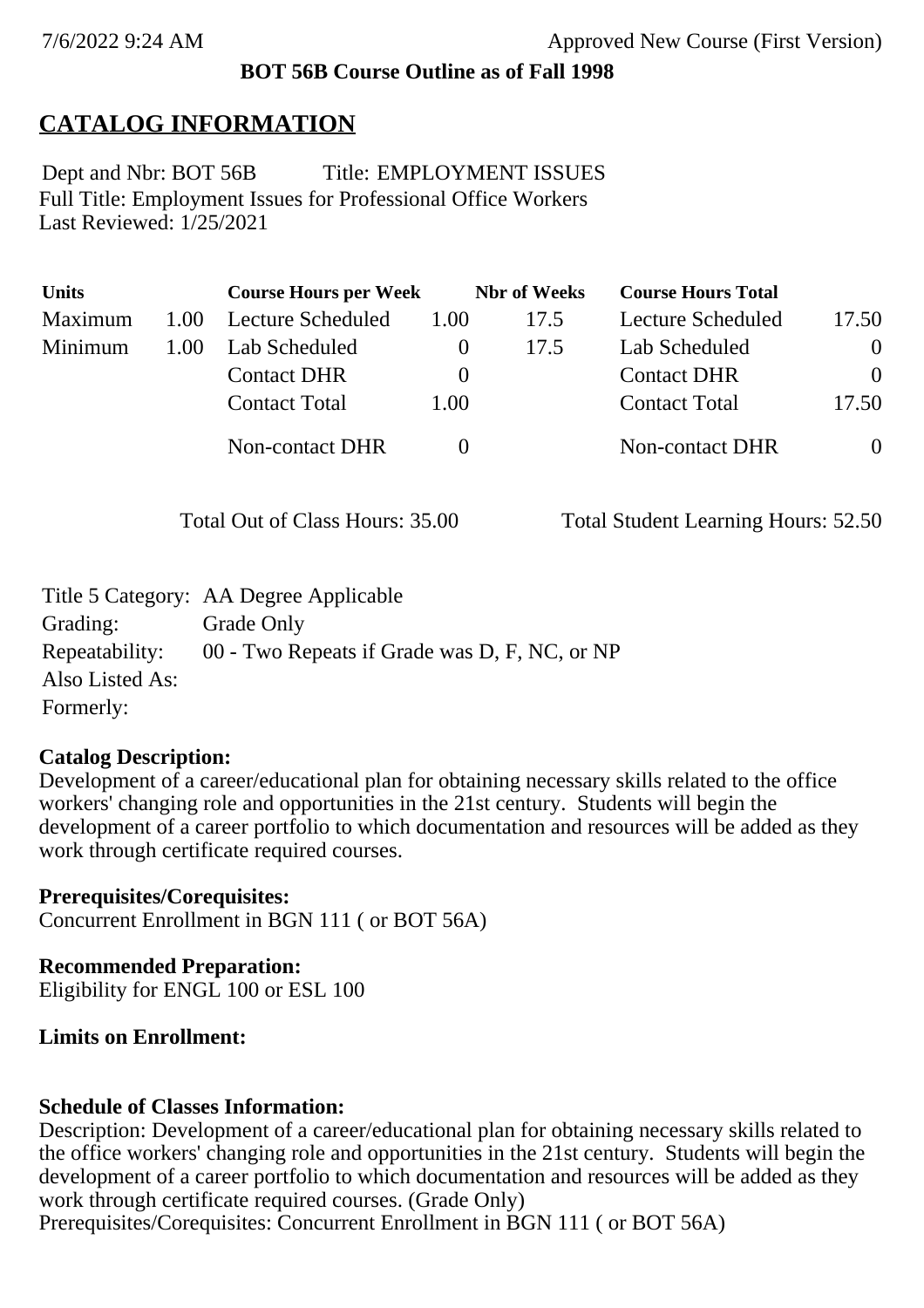**BOT 56B Course Outline as of Fall 1998**

# CATALOG INFORMATION

Dept and Nbr: BOT 56B Title: EMPLOYMENT ISSUES
Full Title: Employment Issues for Professional Office Workers
Last Reviewed: 1/25/2021

| Units | | Course Hours per Week | | Nbr of Weeks | Course Hours Total | |
|---|---|---|---|---|---|---|
| Maximum | 1.00 | Lecture Scheduled | 1.00 | 17.5 | Lecture Scheduled | 17.50 |
| Minimum | 1.00 | Lab Scheduled | 0 | 17.5 | Lab Scheduled | 0 |
| | | Contact DHR | 0 | | Contact DHR | 0 |
| | | Contact Total | 1.00 | | Contact Total | 17.50 |
| | | Non-contact DHR | 0 | | Non-contact DHR | 0 |

Total Out of Class Hours: 35.00 Total Student Learning Hours: 52.50

Title 5 Category: AA Degree Applicable
Grading: Grade Only
Repeatability: 00 - Two Repeats if Grade was D, F, NC, or NP
Also Listed As:
Formerly:

**Catalog Description:**
Development of a career/educational plan for obtaining necessary skills related to the office workers' changing role and opportunities in the 21st century. Students will begin the development of a career portfolio to which documentation and resources will be added as they work through certificate required courses.

**Prerequisites/Corequisites:**
Concurrent Enrollment in BGN 111 ( or BOT 56A)

**Recommended Preparation:**
Eligibility for ENGL 100 or ESL 100

**Limits on Enrollment:**

**Schedule of Classes Information:**
Description: Development of a career/educational plan for obtaining necessary skills related to the office workers' changing role and opportunities in the 21st century. Students will begin the development of a career portfolio to which documentation and resources will be added as they work through certificate required courses. (Grade Only)
Prerequisites/Corequisites: Concurrent Enrollment in BGN 111 ( or BOT 56A)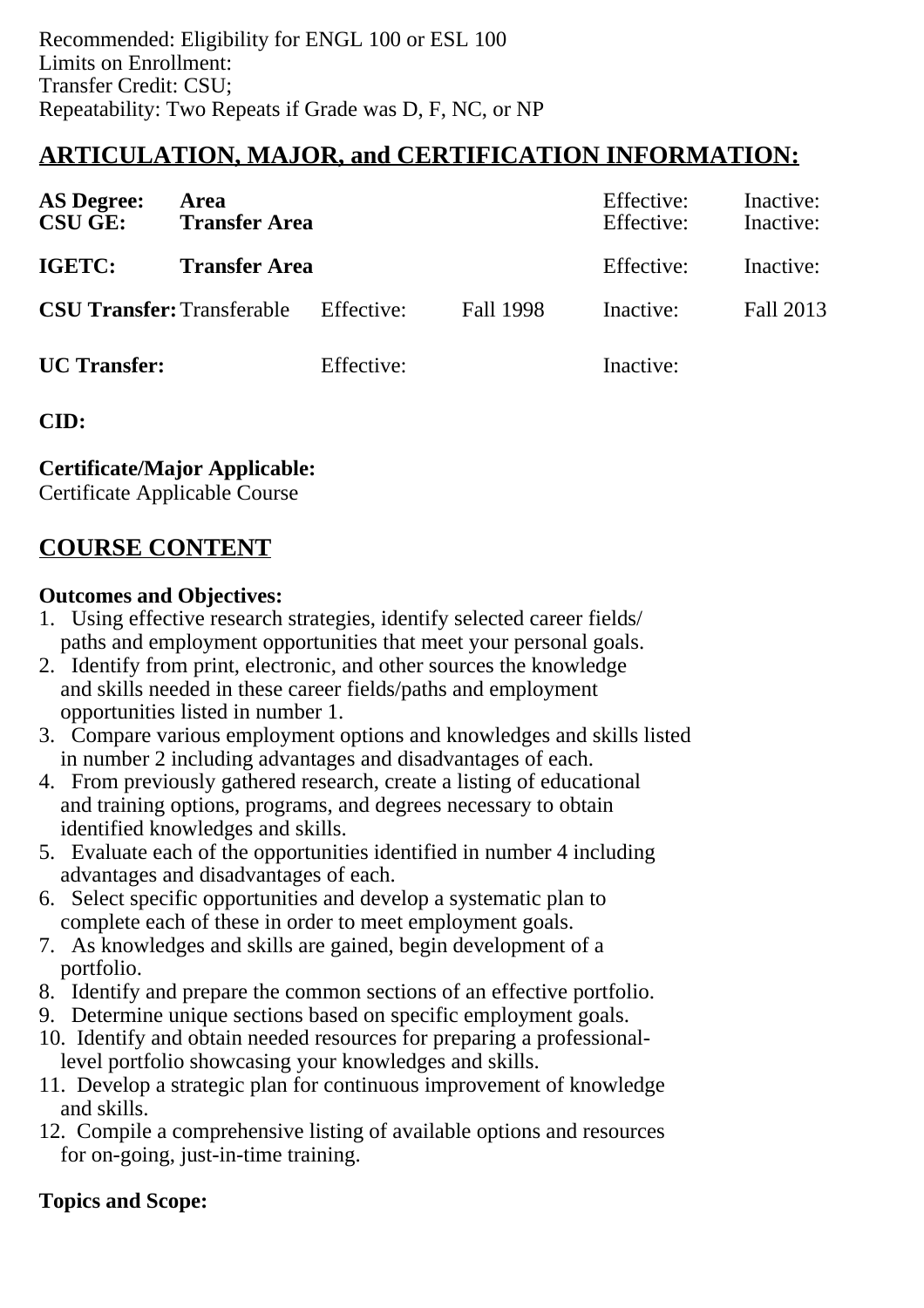Recommended: Eligibility for ENGL 100 or ESL 100
Limits on Enrollment:
Transfer Credit: CSU;
Repeatability: Two Repeats if Grade was D, F, NC, or NP

## ARTICULATION, MAJOR, and CERTIFICATION INFORMATION:

| | | | | | |
|---|---|---|---|---|---|
| **AS Degree:** | **Area** | | | Effective: | Inactive: |
| **CSU GE:** | **Transfer Area** | | | Effective: | Inactive: |
| **IGETC:** | **Transfer Area** | | | Effective: | Inactive: |
| **CSU Transfer:** | Transferable | Effective: | Fall 1998 | Inactive: | Fall 2013 |
| **UC Transfer:** | | Effective: | | Inactive: | |

**CID:**

**Certificate/Major Applicable:**
Certificate Applicable Course

## COURSE CONTENT

**Outcomes and Objectives:**

1. Using effective research strategies, identify selected career fields/ paths and employment opportunities that meet your personal goals.
2. Identify from print, electronic, and other sources the knowledge and skills needed in these career fields/paths and employment opportunities listed in number 1.
3. Compare various employment options and knowledges and skills listed in number 2 including advantages and disadvantages of each.
4. From previously gathered research, create a listing of educational and training options, programs, and degrees necessary to obtain identified knowledges and skills.
5. Evaluate each of the opportunities identified in number 4 including advantages and disadvantages of each.
6. Select specific opportunities and develop a systematic plan to complete each of these in order to meet employment goals.
7. As knowledges and skills are gained, begin development of a portfolio.
8. Identify and prepare the common sections of an effective portfolio.
9. Determine unique sections based on specific employment goals.
10. Identify and obtain needed resources for preparing a professional-level portfolio showcasing your knowledges and skills.
11. Develop a strategic plan for continuous improvement of knowledge and skills.
12. Compile a comprehensive listing of available options and resources for on-going, just-in-time training.

**Topics and Scope:**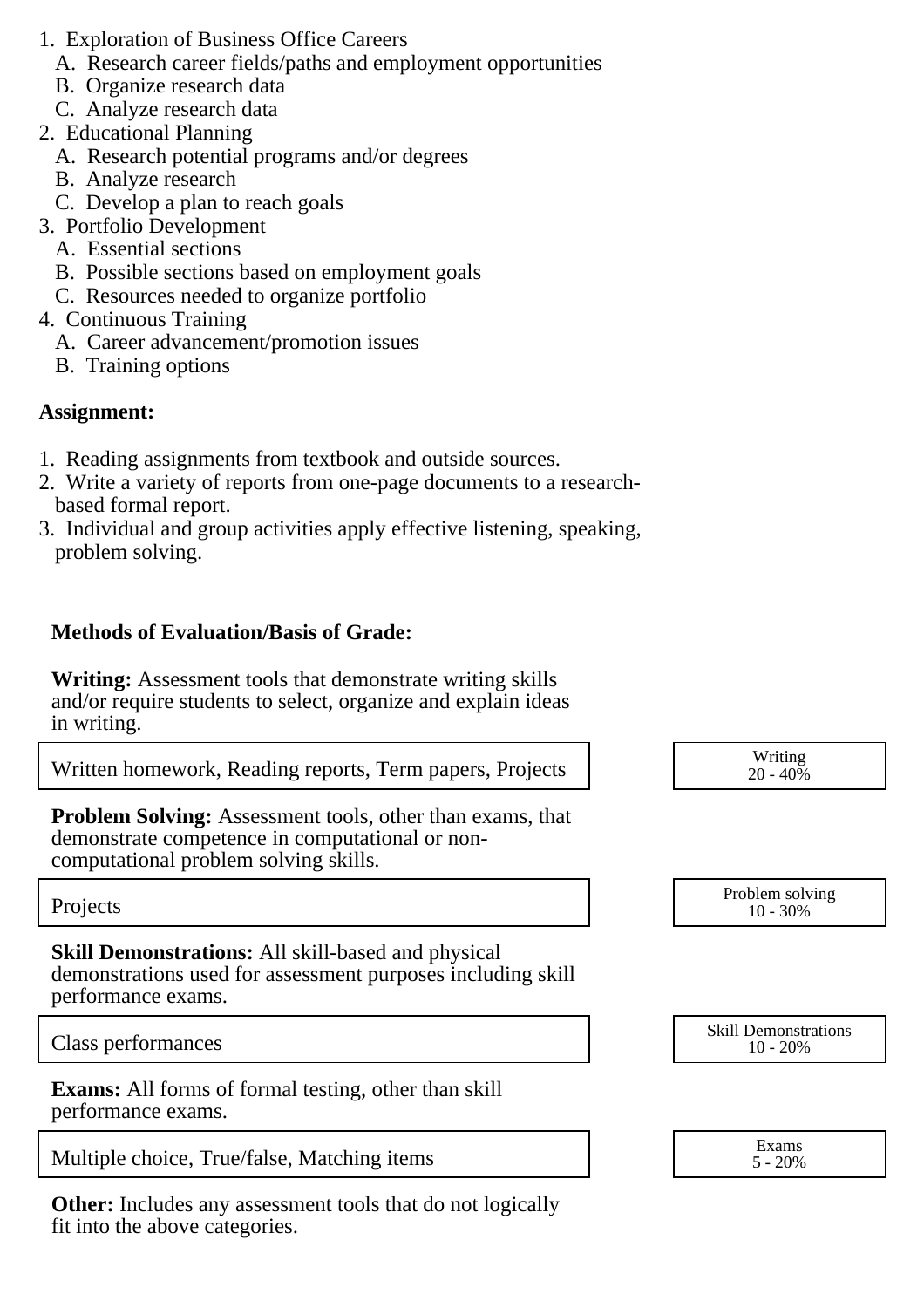1. Exploration of Business Office Careers
   A. Research career fields/paths and employment opportunities
   B. Organize research data
   C. Analyze research data
2. Educational Planning
   A. Research potential programs and/or degrees
   B. Analyze research
   C. Develop a plan to reach goals
3. Portfolio Development
   A. Essential sections
   B. Possible sections based on employment goals
   C. Resources needed to organize portfolio
4. Continuous Training
   A. Career advancement/promotion issues
   B. Training options

**Assignment:**

1. Reading assignments from textbook and outside sources.
2. Write a variety of reports from one-page documents to a research-based formal report.
3. Individual and group activities apply effective listening, speaking, problem solving.

**Methods of Evaluation/Basis of Grade:**

**Writing:** Assessment tools that demonstrate writing skills and/or require students to select, organize and explain ideas in writing.

| Written homework, Reading reports, Term papers, Projects | Writing 20 - 40% |
|---|---|

**Problem Solving:** Assessment tools, other than exams, that demonstrate competence in computational or non-computational problem solving skills.

| Projects | Problem solving 10 - 30% |
|---|---|

**Skill Demonstrations:** All skill-based and physical demonstrations used for assessment purposes including skill performance exams.

| Class performances | Skill Demonstrations 10 - 20% |
|---|---|

**Exams:** All forms of formal testing, other than skill performance exams.

| Multiple choice, True/false, Matching items | Exams 5 - 20% |
|---|---|

**Other:** Includes any assessment tools that do not logically fit into the above categories.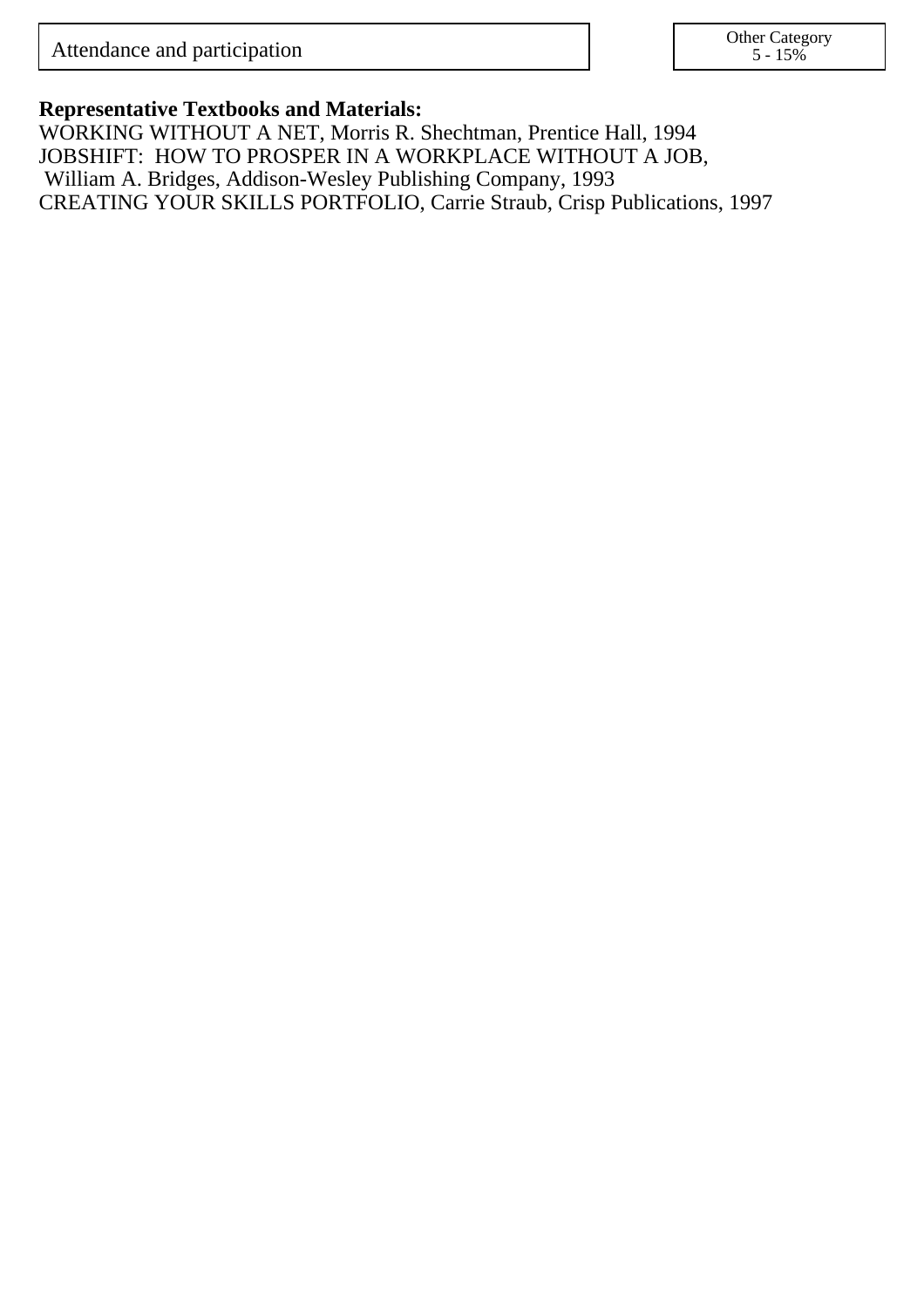| | |
|---|---|
| Attendance and participation | Other Category 5 - 15% |

**Representative Textbooks and Materials:**

WORKING WITHOUT A NET, Morris R. Shechtman, Prentice Hall, 1994
JOBSHIFT: HOW TO PROSPER IN A WORKPLACE WITHOUT A JOB,
William A. Bridges, Addison-Wesley Publishing Company, 1993
CREATING YOUR SKILLS PORTFOLIO, Carrie Straub, Crisp Publications, 1997